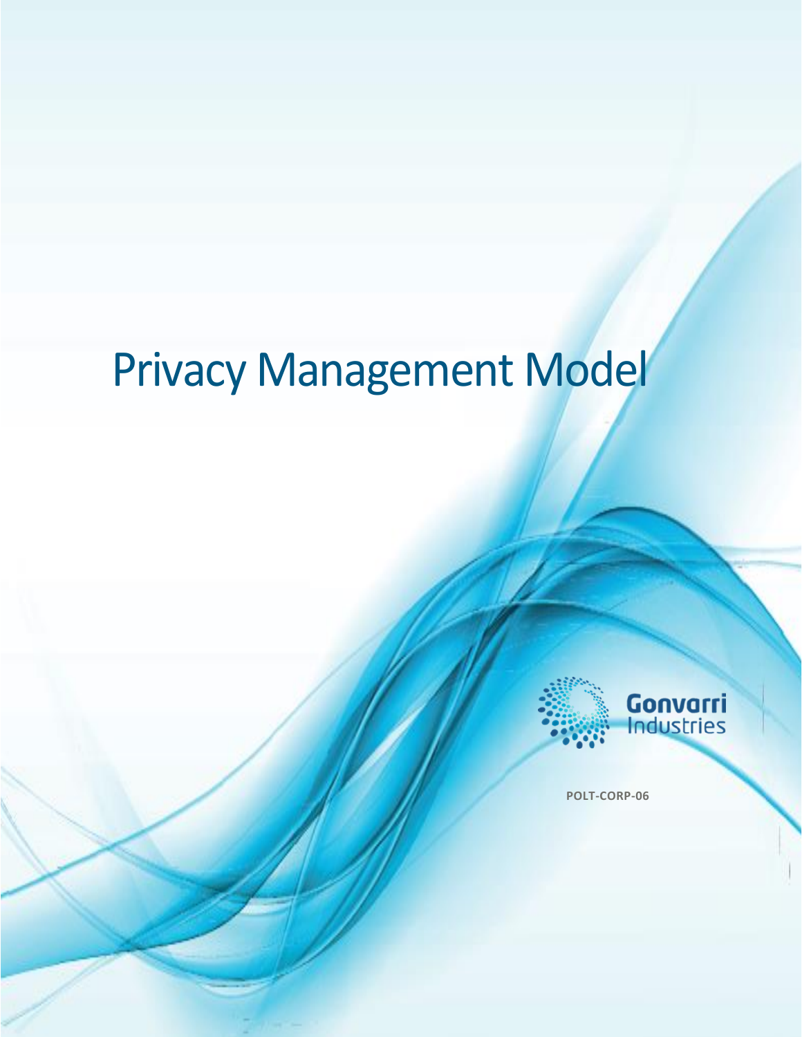# Privacy Management Model

Gonvarri Industries

**POLT-CORP-06**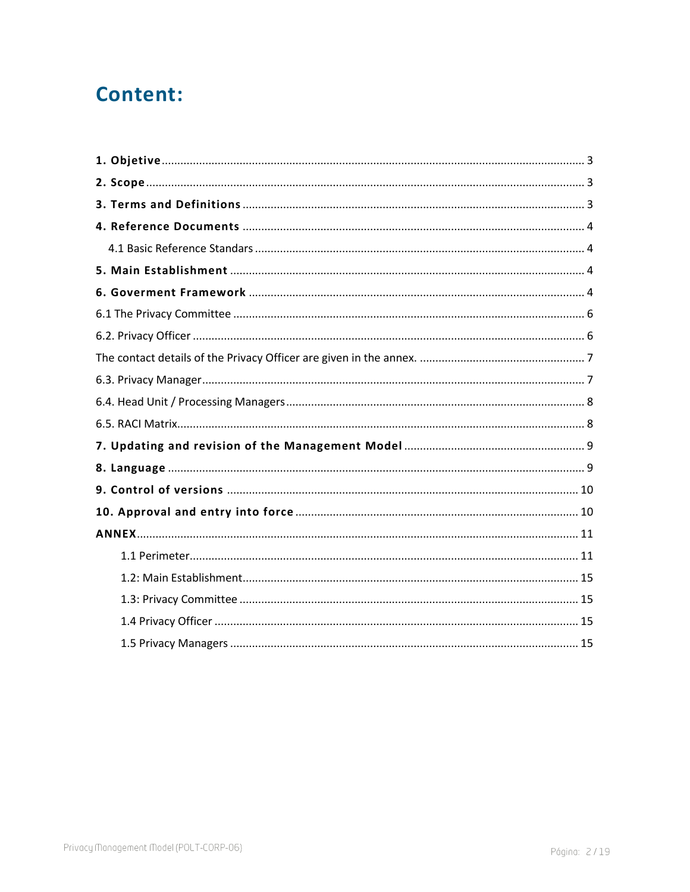# Content:

| | |
|---|---|
| **1. Objective** | 3 |
| **2. Scope** | 3 |
| **3. Terms and Definitions** | 3 |
| **4. Reference Documents** | 4 |
| 4.1 Basic Reference Standars | 4 |
| **5. Main Establishment** | 4 |
| **6. Goverment Framework** | 4 |
| 6.1 The Privacy Committee | 6 |
| 6.2. Privacy Officer | 6 |
| The contact details of the Privacy Officer are given in the annex. | 7 |
| 6.3. Privacy Manager | 7 |
| 6.4. Head Unit / Processing Managers | 8 |
| 6.5. RACI Matrix | 8 |
| **7. Updating and revision of the Management Model** | 9 |
| **8. Language** | 9 |
| **9. Control of versions** | 10 |
| **10. Approval and entry into force** | 10 |
| **ANNEX** | 11 |
| 1.1 Perimeter | 11 |
| 1.2: Main Establishment | 15 |
| 1.3: Privacy Committee | 15 |
| 1.4 Privacy Officer | 15 |
| 1.5 Privacy Managers | 15 |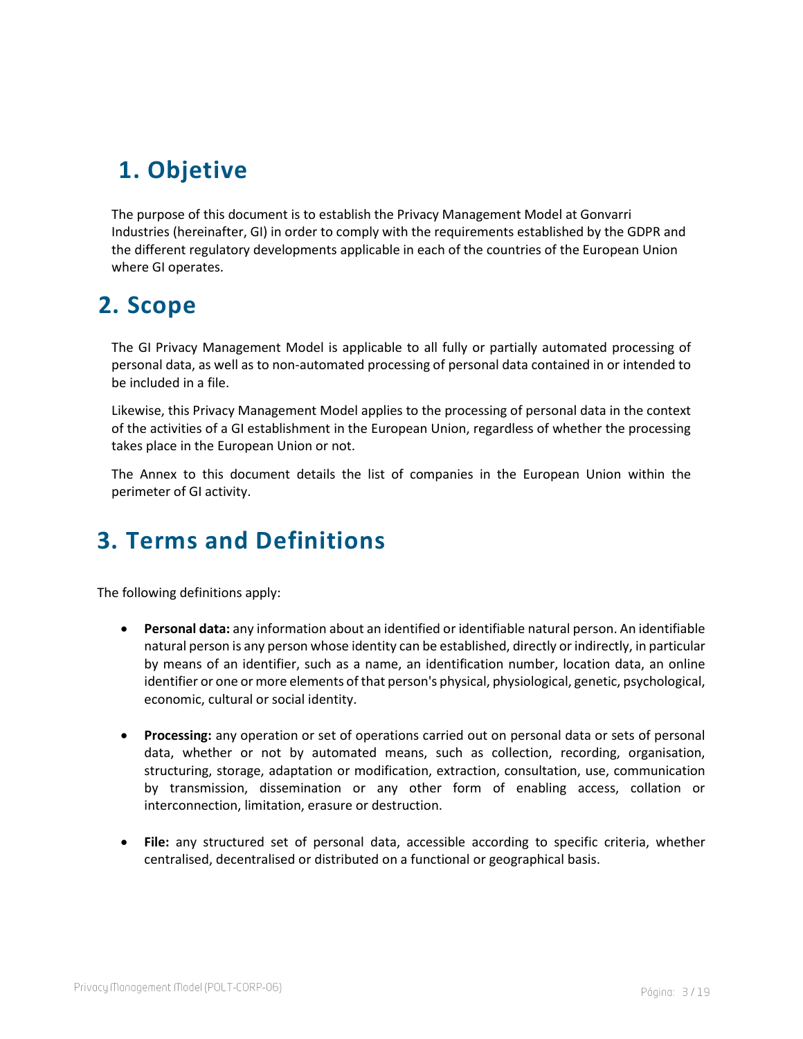# 1. Objective

The purpose of this document is to establish the Privacy Management Model at Gonvarri Industries (hereinafter, GI) in order to comply with the requirements established by the GDPR and the different regulatory developments applicable in each of the countries of the European Union where GI operates.

# 2. Scope

The GI Privacy Management Model is applicable to all fully or partially automated processing of personal data, as well as to non-automated processing of personal data contained in or intended to be included in a file.

Likewise, this Privacy Management Model applies to the processing of personal data in the context of the activities of a GI establishment in the European Union, regardless of whether the processing takes place in the European Union or not.

The Annex to this document details the list of companies in the European Union within the perimeter of GI activity.

# 3. Terms and Definitions

The following definitions apply:

- **Personal data:** any information about an identified or identifiable natural person. An identifiable natural person is any person whose identity can be established, directly or indirectly, in particular by means of an identifier, such as a name, an identification number, location data, an online identifier or one or more elements of that person's physical, physiological, genetic, psychological, economic, cultural or social identity.

- **Processing:** any operation or set of operations carried out on personal data or sets of personal data, whether or not by automated means, such as collection, recording, organisation, structuring, storage, adaptation or modification, extraction, consultation, use, communication by transmission, dissemination or any other form of enabling access, collation or interconnection, limitation, erasure or destruction.

- **File:** any structured set of personal data, accessible according to specific criteria, whether centralised, decentralised or distributed on a functional or geographical basis.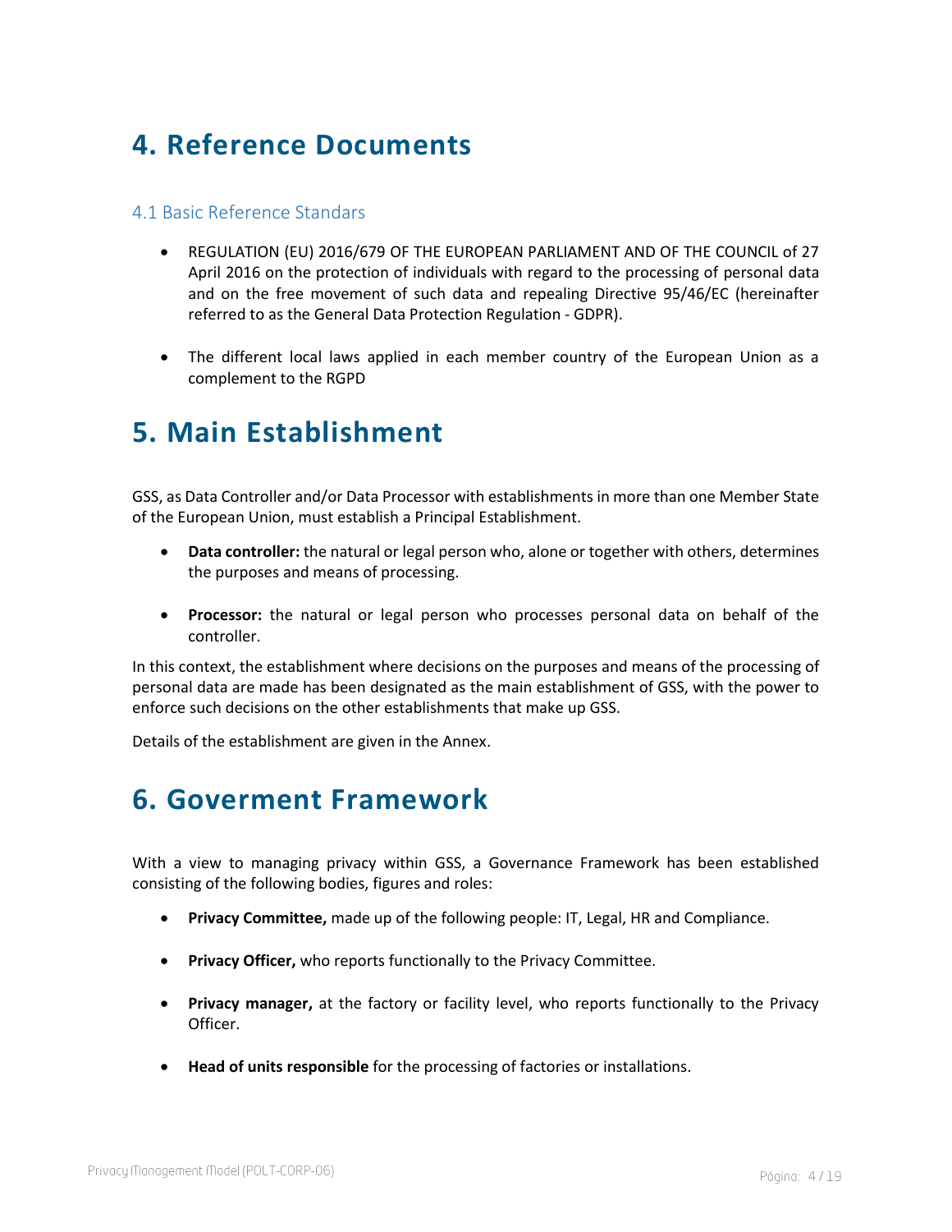# 4. Reference Documents

## 4.1 Basic Reference Standars

- REGULATION (EU) 2016/679 OF THE EUROPEAN PARLIAMENT AND OF THE COUNCIL of 27 April 2016 on the protection of individuals with regard to the processing of personal data and on the free movement of such data and repealing Directive 95/46/EC (hereinafter referred to as the General Data Protection Regulation - GDPR).

- The different local laws applied in each member country of the European Union as a complement to the RGPD

# 5. Main Establishment

GSS, as Data Controller and/or Data Processor with establishments in more than one Member State of the European Union, must establish a Principal Establishment.

- **Data controller:** the natural or legal person who, alone or together with others, determines the purposes and means of processing.

- **Processor:** the natural or legal person who processes personal data on behalf of the controller.

In this context, the establishment where decisions on the purposes and means of the processing of personal data are made has been designated as the main establishment of GSS, with the power to enforce such decisions on the other establishments that make up GSS.

Details of the establishment are given in the Annex.

# 6. Goverment Framework

With a view to managing privacy within GSS, a Governance Framework has been established consisting of the following bodies, figures and roles:

- **Privacy Committee,** made up of the following people: IT, Legal, HR and Compliance.

- **Privacy Officer,** who reports functionally to the Privacy Committee.

- **Privacy manager,** at the factory or facility level, who reports functionally to the Privacy Officer.

- **Head of units responsible** for the processing of factories or installations.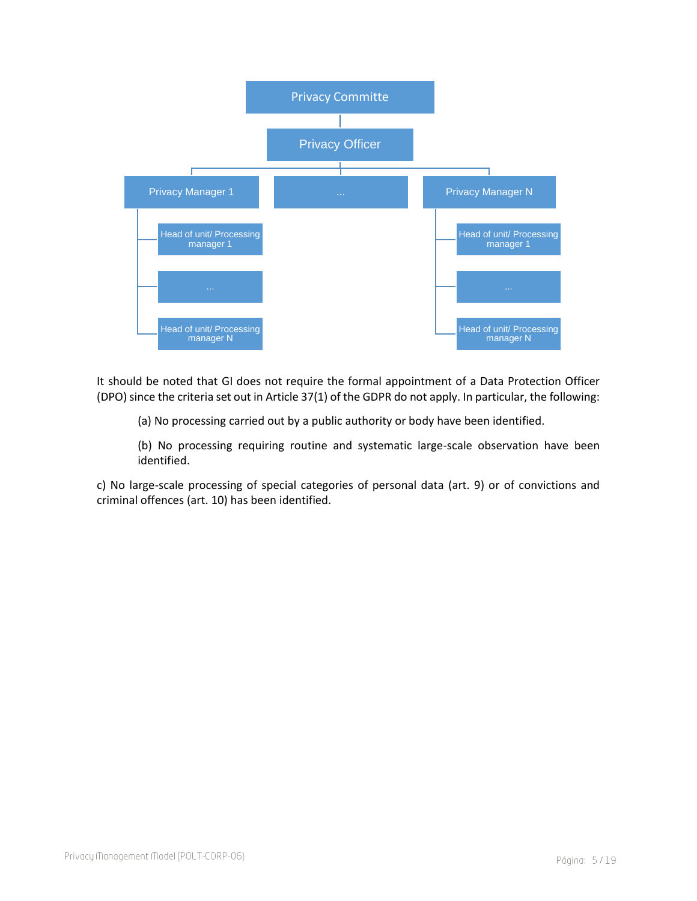Privacy Committe

Privacy Officer

Privacy Manager 1

...

Privacy Manager N

Head of unit/ Processing manager 1

...

Head of unit/ Processing manager N

Head of unit/ Processing manager 1

...

Head of unit/ Processing manager N

It should be noted that GI does not require the formal appointment of a Data Protection Officer (DPO) since the criteria set out in Article 37(1) of the GDPR do not apply. In particular, the following:

(a) No processing carried out by a public authority or body have been identified.

(b) No processing requiring routine and systematic large-scale observation have been identified.

c) No large-scale processing of special categories of personal data (art. 9) or of convictions and criminal offences (art. 10) has been identified.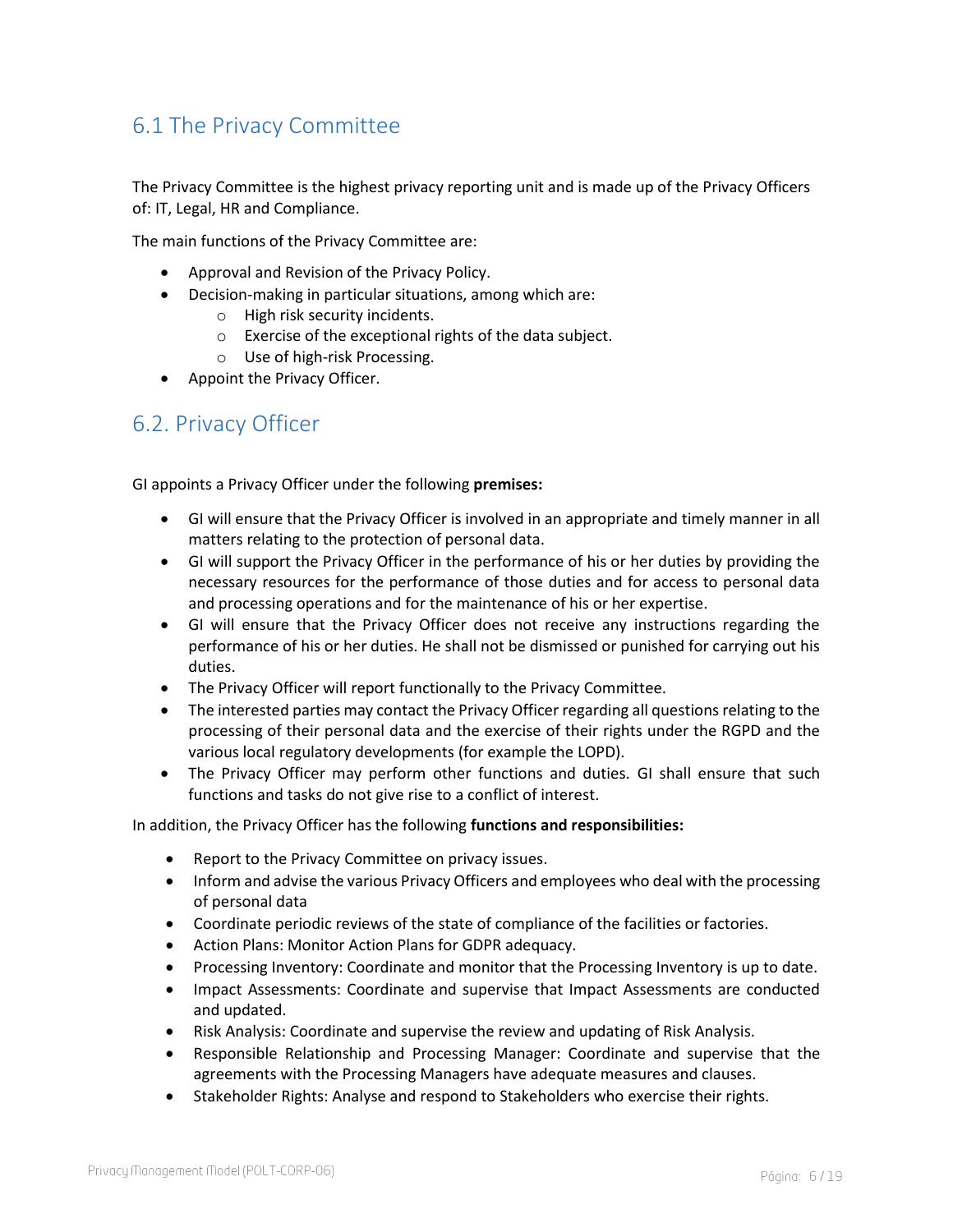## 6.1 The Privacy Committee

The Privacy Committee is the highest privacy reporting unit and is made up of the Privacy Officers of: IT, Legal, HR and Compliance.

The main functions of the Privacy Committee are:

- Approval and Revision of the Privacy Policy.
- Decision-making in particular situations, among which are:
  - High risk security incidents.
  - Exercise of the exceptional rights of the data subject.
  - Use of high-risk Processing.
- Appoint the Privacy Officer.

## 6.2. Privacy Officer

GI appoints a Privacy Officer under the following **premises:**

- GI will ensure that the Privacy Officer is involved in an appropriate and timely manner in all matters relating to the protection of personal data.
- GI will support the Privacy Officer in the performance of his or her duties by providing the necessary resources for the performance of those duties and for access to personal data and processing operations and for the maintenance of his or her expertise.
- GI will ensure that the Privacy Officer does not receive any instructions regarding the performance of his or her duties. He shall not be dismissed or punished for carrying out his duties.
- The Privacy Officer will report functionally to the Privacy Committee.
- The interested parties may contact the Privacy Officer regarding all questions relating to the processing of their personal data and the exercise of their rights under the RGPD and the various local regulatory developments (for example the LOPD).
- The Privacy Officer may perform other functions and duties. GI shall ensure that such functions and tasks do not give rise to a conflict of interest.

In addition, the Privacy Officer has the following **functions and responsibilities:**

- Report to the Privacy Committee on privacy issues.
- Inform and advise the various Privacy Officers and employees who deal with the processing of personal data
- Coordinate periodic reviews of the state of compliance of the facilities or factories.
- Action Plans: Monitor Action Plans for GDPR adequacy.
- Processing Inventory: Coordinate and monitor that the Processing Inventory is up to date.
- Impact Assessments: Coordinate and supervise that Impact Assessments are conducted and updated.
- Risk Analysis: Coordinate and supervise the review and updating of Risk Analysis.
- Responsible Relationship and Processing Manager: Coordinate and supervise that the agreements with the Processing Managers have adequate measures and clauses.
- Stakeholder Rights: Analyse and respond to Stakeholders who exercise their rights.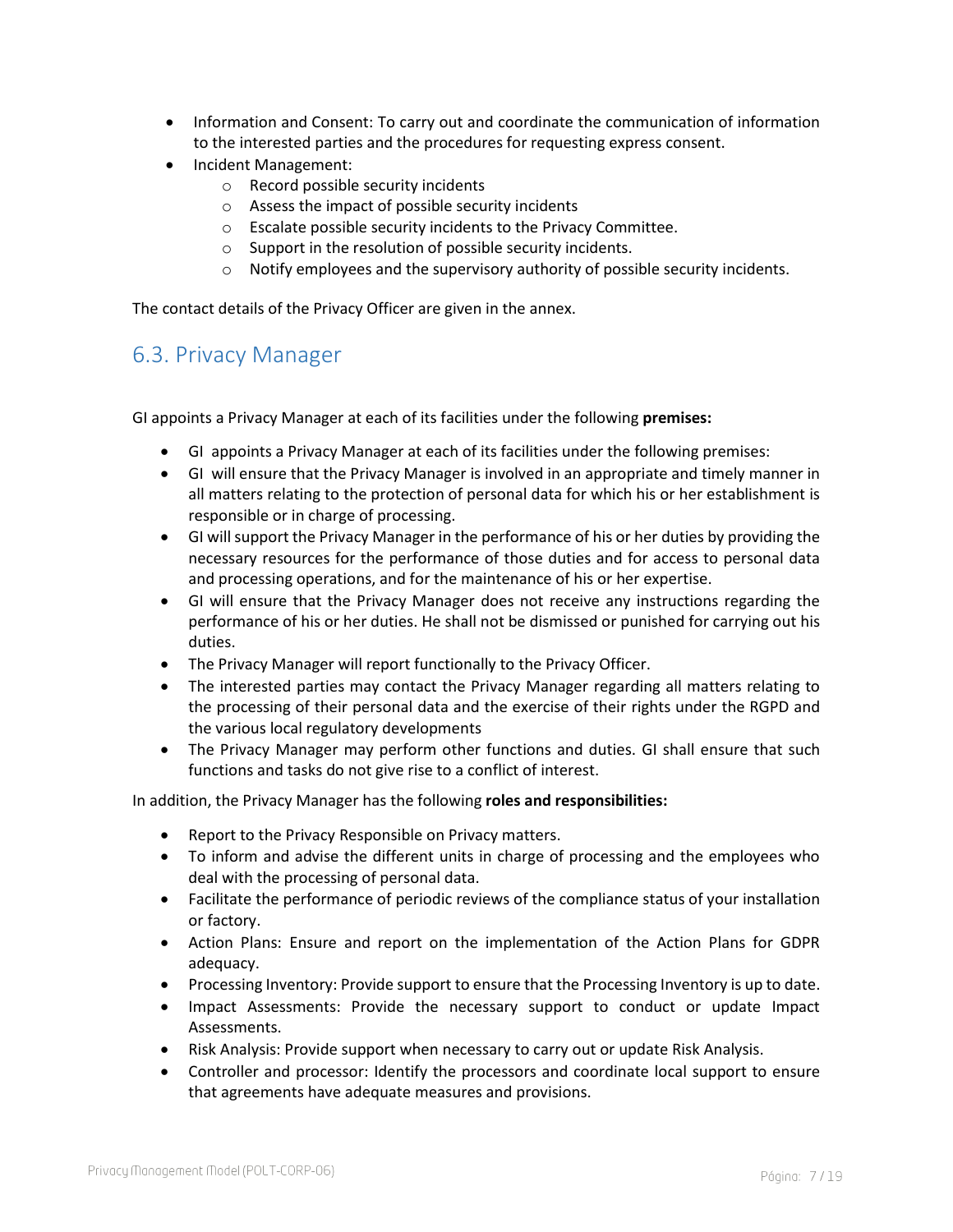- Information and Consent: To carry out and coordinate the communication of information to the interested parties and the procedures for requesting express consent.
- Incident Management:
    - Record possible security incidents
    - Assess the impact of possible security incidents
    - Escalate possible security incidents to the Privacy Committee.
    - Support in the resolution of possible security incidents.
    - Notify employees and the supervisory authority of possible security incidents.

The contact details of the Privacy Officer are given in the annex.

## 6.3. Privacy Manager

GI appoints a Privacy Manager at each of its facilities under the following **premises:**

- GI appoints a Privacy Manager at each of its facilities under the following premises:
- GI will ensure that the Privacy Manager is involved in an appropriate and timely manner in all matters relating to the protection of personal data for which his or her establishment is responsible or in charge of processing.
- GI will support the Privacy Manager in the performance of his or her duties by providing the necessary resources for the performance of those duties and for access to personal data and processing operations, and for the maintenance of his or her expertise.
- GI will ensure that the Privacy Manager does not receive any instructions regarding the performance of his or her duties. He shall not be dismissed or punished for carrying out his duties.
- The Privacy Manager will report functionally to the Privacy Officer.
- The interested parties may contact the Privacy Manager regarding all matters relating to the processing of their personal data and the exercise of their rights under the RGPD and the various local regulatory developments
- The Privacy Manager may perform other functions and duties. GI shall ensure that such functions and tasks do not give rise to a conflict of interest.

In addition, the Privacy Manager has the following **roles and responsibilities:**

- Report to the Privacy Responsible on Privacy matters.
- To inform and advise the different units in charge of processing and the employees who deal with the processing of personal data.
- Facilitate the performance of periodic reviews of the compliance status of your installation or factory.
- Action Plans: Ensure and report on the implementation of the Action Plans for GDPR adequacy.
- Processing Inventory: Provide support to ensure that the Processing Inventory is up to date.
- Impact Assessments: Provide the necessary support to conduct or update Impact Assessments.
- Risk Analysis: Provide support when necessary to carry out or update Risk Analysis.
- Controller and processor: Identify the processors and coordinate local support to ensure that agreements have adequate measures and provisions.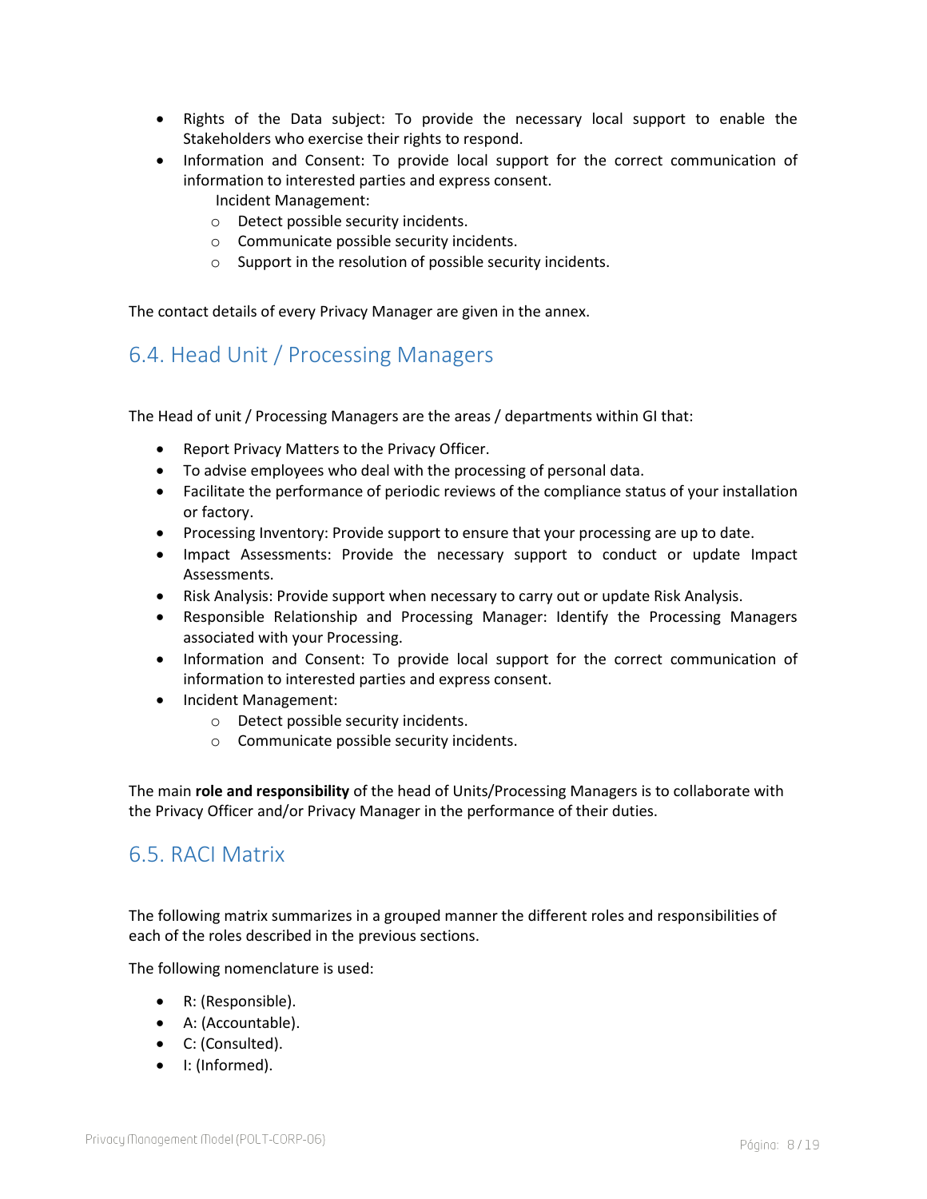- Rights of the Data subject: To provide the necessary local support to enable the Stakeholders who exercise their rights to respond.
- Information and Consent: To provide local support for the correct communication of information to interested parties and express consent.

  Incident Management:
  - Detect possible security incidents.
  - Communicate possible security incidents.
  - Support in the resolution of possible security incidents.

The contact details of every Privacy Manager are given in the annex.

## 6.4. Head Unit / Processing Managers

The Head of unit / Processing Managers are the areas / departments within GI that:

- Report Privacy Matters to the Privacy Officer.
- To advise employees who deal with the processing of personal data.
- Facilitate the performance of periodic reviews of the compliance status of your installation or factory.
- Processing Inventory: Provide support to ensure that your processing are up to date.
- Impact Assessments: Provide the necessary support to conduct or update Impact Assessments.
- Risk Analysis: Provide support when necessary to carry out or update Risk Analysis.
- Responsible Relationship and Processing Manager: Identify the Processing Managers associated with your Processing.
- Information and Consent: To provide local support for the correct communication of information to interested parties and express consent.
- Incident Management:
  - Detect possible security incidents.
  - Communicate possible security incidents.

The main **role and responsibility** of the head of Units/Processing Managers is to collaborate with the Privacy Officer and/or Privacy Manager in the performance of their duties.

## 6.5. RACI Matrix

The following matrix summarizes in a grouped manner the different roles and responsibilities of each of the roles described in the previous sections.

The following nomenclature is used:

- R: (Responsible).
- A: (Accountable).
- C: (Consulted).
- I: (Informed).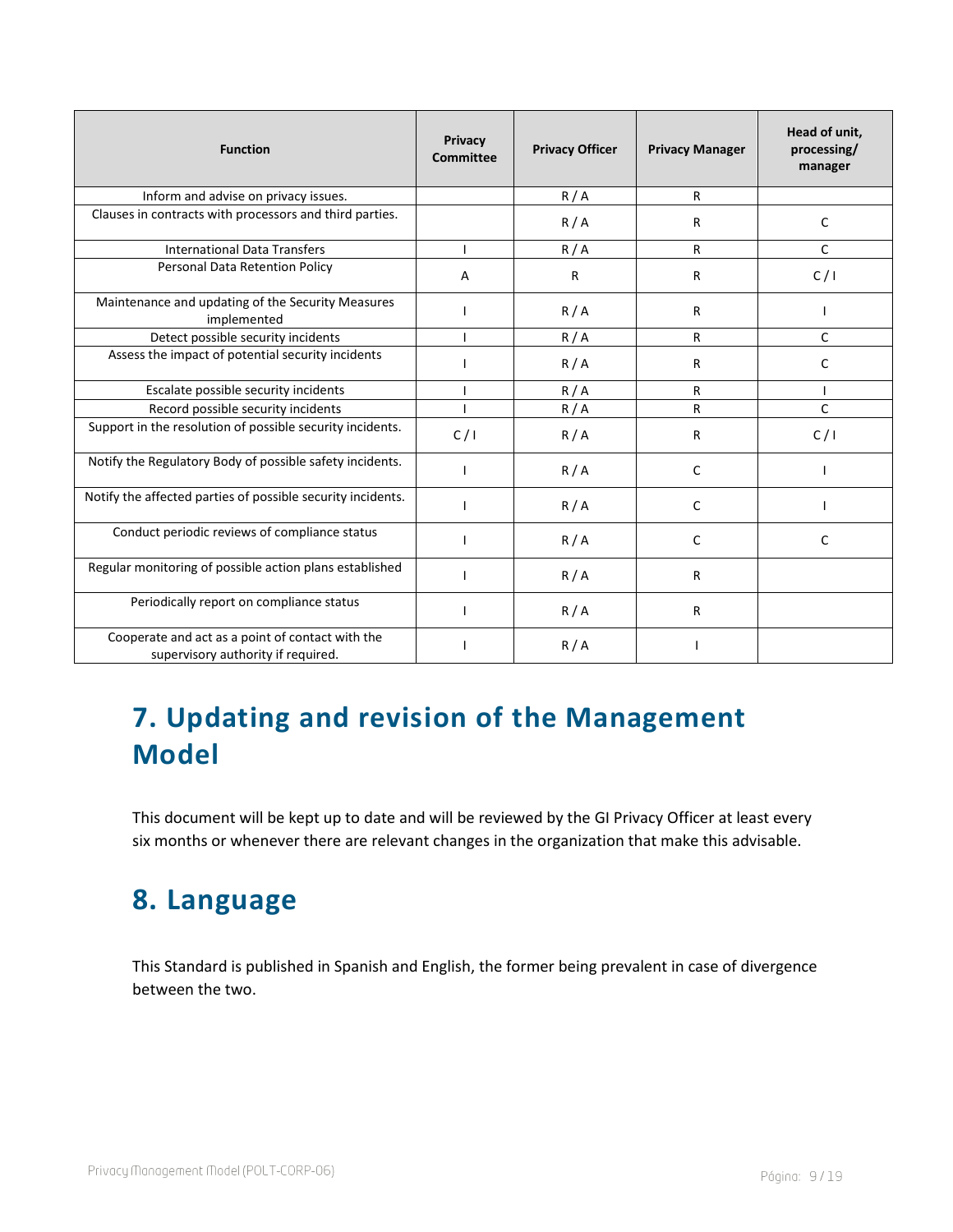| Function | Privacy Committee | Privacy Officer | Privacy Manager | Head of unit, processing/ manager |
|---|---|---|---|---|
| Inform and advise on privacy issues. | | R / A | R | |
| Clauses in contracts with processors and third parties. | | R / A | R | C |
| International Data Transfers | I | R / A | R | C |
| Personal Data Retention Policy | A | R | R | C / I |
| Maintenance and updating of the Security Measures implemented | I | R / A | R | I |
| Detect possible security incidents | I | R / A | R | C |
| Assess the impact of potential security incidents | I | R / A | R | C |
| Escalate possible security incidents | I | R / A | R | I |
| Record possible security incidents | I | R / A | R | C |
| Support in the resolution of possible security incidents. | C / I | R / A | R | C / I |
| Notify the Regulatory Body of possible safety incidents. | I | R / A | C | I |
| Notify the affected parties of possible security incidents. | I | R / A | C | I |
| Conduct periodic reviews of compliance status | I | R / A | C | C |
| Regular monitoring of possible action plans established | I | R / A | R | |
| Periodically report on compliance status | I | R / A | R | |
| Cooperate and act as a point of contact with the supervisory authority if required. | I | R / A | I | |

# 7. Updating and revision of the Management Model

This document will be kept up to date and will be reviewed by the GI Privacy Officer at least every six months or whenever there are relevant changes in the organization that make this advisable.

# 8. Language

This Standard is published in Spanish and English, the former being prevalent in case of divergence between the two.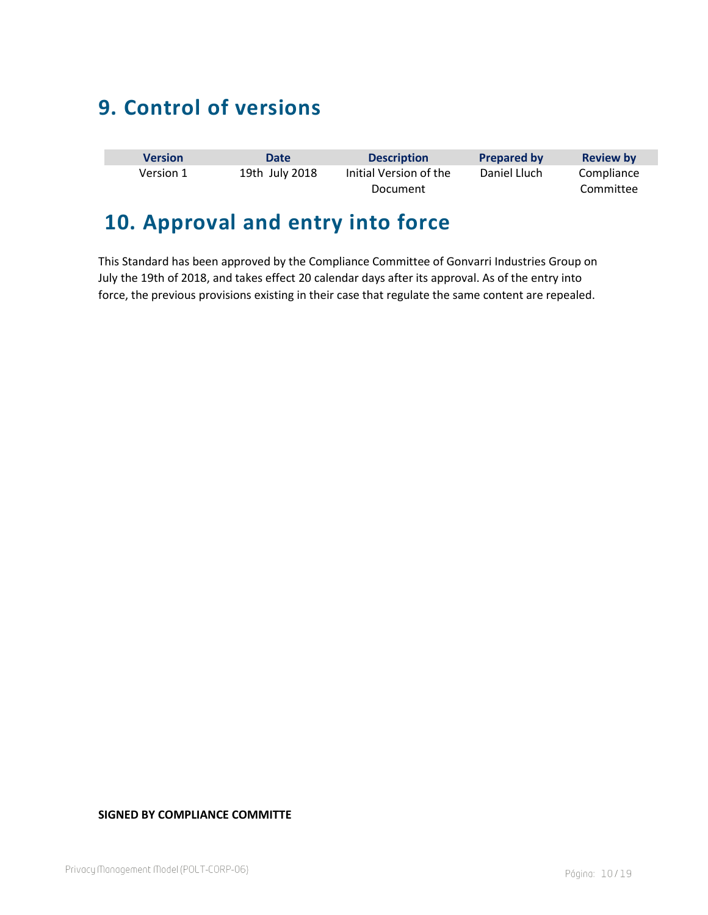## 9. Control of versions

| Version | Date | Description | Prepared by | Review by |
|---|---|---|---|---|
| Version 1 | 19th July 2018 | Initial Version of the Document | Daniel Lluch | Compliance Committee |

## 10. Approval and entry into force

This Standard has been approved by the Compliance Committee of Gonvarri Industries Group on July the 19th of 2018, and takes effect 20 calendar days after its approval. As of the entry into force, the previous provisions existing in their case that regulate the same content are repealed.

**SIGNED BY COMPLIANCE COMMITTE**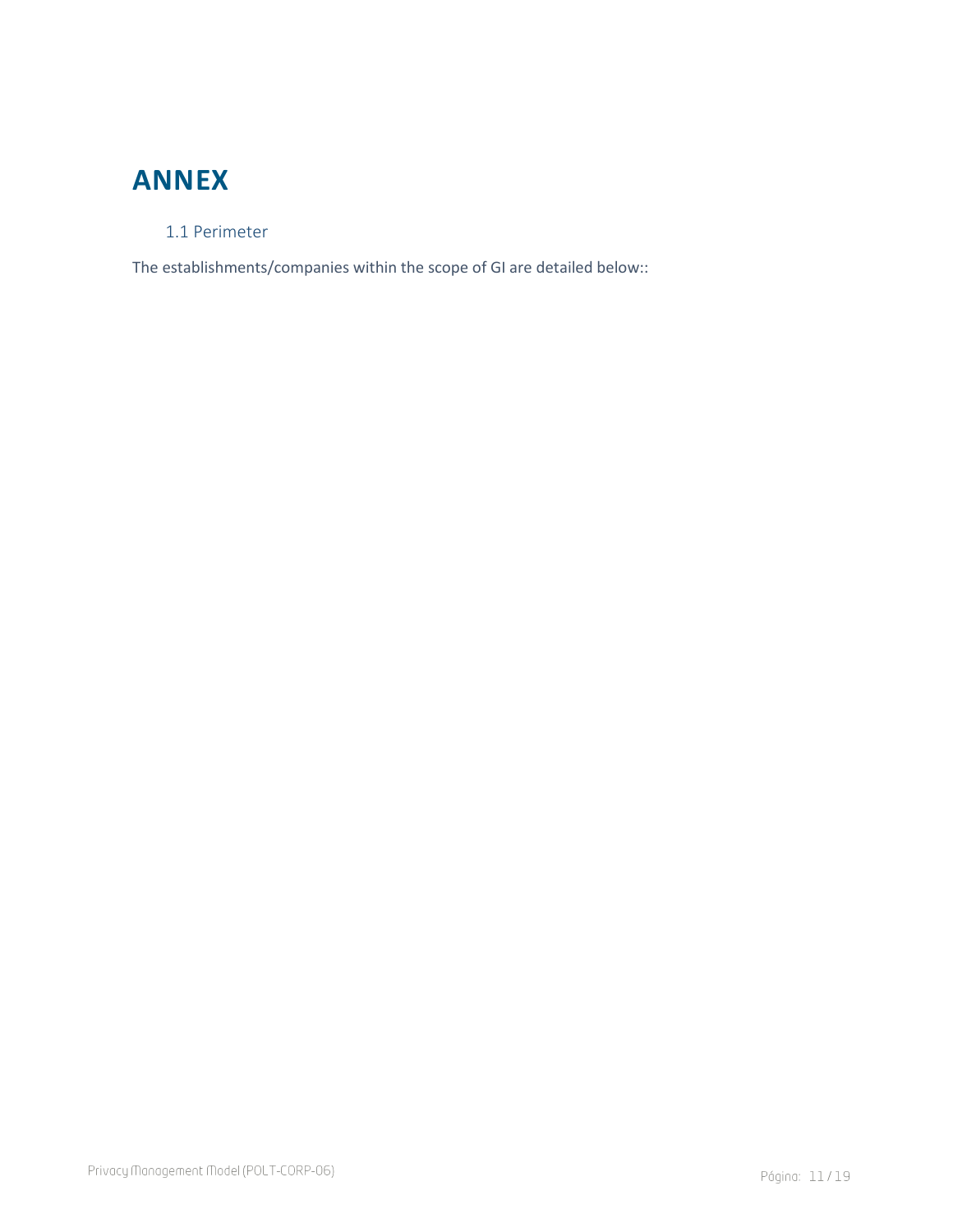# ANNEX

## 1.1 Perimeter

The establishments/companies within the scope of GI are detailed below::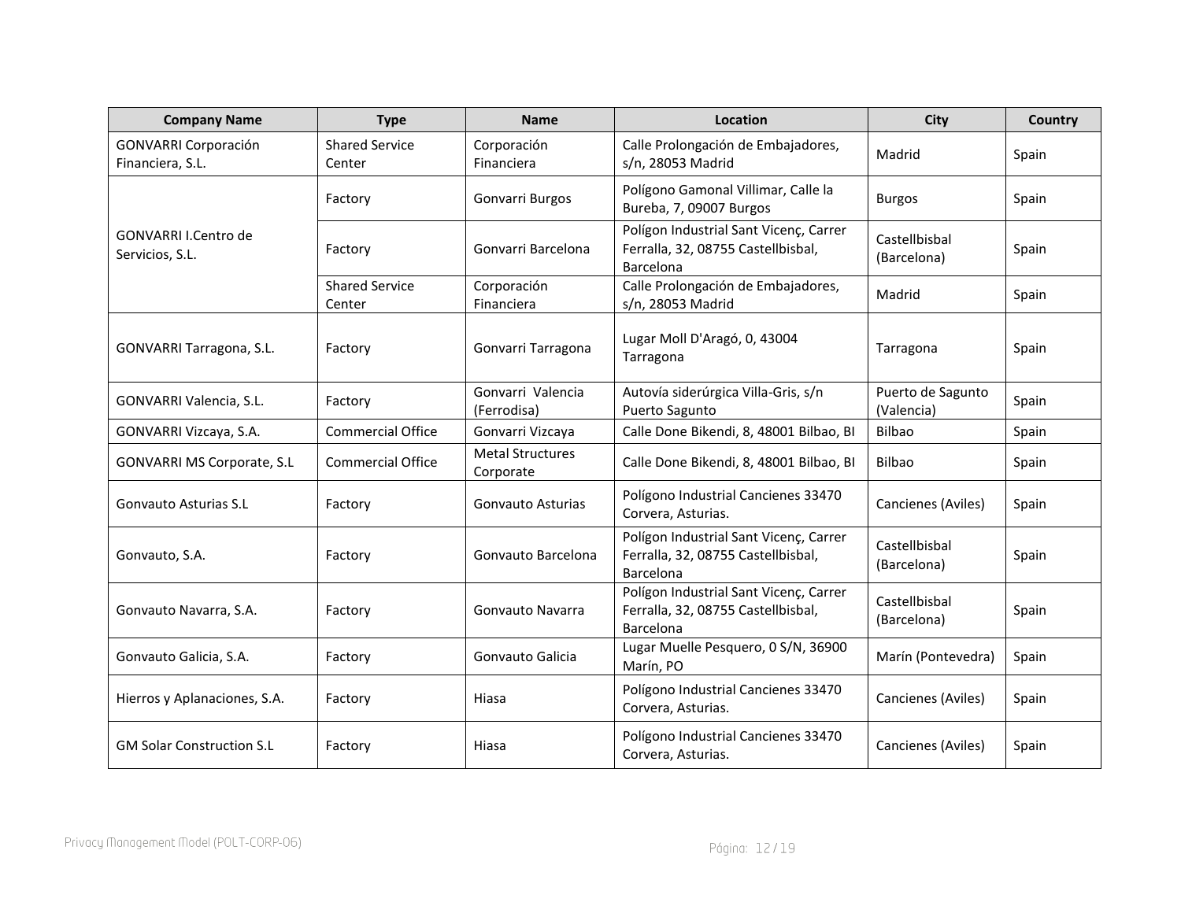| Company Name | Type | Name | Location | City | Country |
|---|---|---|---|---|---|
| GONVARRI Corporación Financiera, S.L. | Shared Service Center | Corporación Financiera | Calle Prolongación de Embajadores, s/n, 28053 Madrid | Madrid | Spain |
| GONVARRI I.Centro de Servicios, S.L. | Factory | Gonvarri Burgos | Polígono Gamonal Villimar, Calle la Bureba, 7, 09007 Burgos | Burgos | Spain |
| | Factory | Gonvarri Barcelona | Polígon Industrial Sant Vicenç, Carrer Ferralla, 32, 08755 Castellbisbal, Barcelona | Castellbisbal (Barcelona) | Spain |
| | Shared Service Center | Corporación Financiera | Calle Prolongación de Embajadores, s/n, 28053 Madrid | Madrid | Spain |
| GONVARRI Tarragona, S.L. | Factory | Gonvarri Tarragona | Lugar Moll D'Aragó, 0, 43004 Tarragona | Tarragona | Spain |
| GONVARRI Valencia, S.L. | Factory | Gonvarri Valencia (Ferrodisa) | Autovía siderúrgica Villa-Gris, s/n Puerto Sagunto | Puerto de Sagunto (Valencia) | Spain |
| GONVARRI Vizcaya, S.A. | Commercial Office | Gonvarri Vizcaya | Calle Done Bikendi, 8, 48001 Bilbao, BI | Bilbao | Spain |
| GONVARRI MS Corporate, S.L | Commercial Office | Metal Structures Corporate | Calle Done Bikendi, 8, 48001 Bilbao, BI | Bilbao | Spain |
| Gonvauto Asturias S.L | Factory | Gonvauto Asturias | Polígono Industrial Cancienes 33470 Corvera, Asturias. | Cancienes (Aviles) | Spain |
| Gonvauto, S.A. | Factory | Gonvauto Barcelona | Polígon Industrial Sant Vicenç, Carrer Ferralla, 32, 08755 Castellbisbal, Barcelona | Castellbisbal (Barcelona) | Spain |
| Gonvauto Navarra, S.A. | Factory | Gonvauto Navarra | Polígon Industrial Sant Vicenç, Carrer Ferralla, 32, 08755 Castellbisbal, Barcelona | Castellbisbal (Barcelona) | Spain |
| Gonvauto Galicia, S.A. | Factory | Gonvauto Galicia | Lugar Muelle Pesquero, 0 S/N, 36900 Marín, PO | Marín (Pontevedra) | Spain |
| Hierros y Aplanaciones, S.A. | Factory | Hiasa | Polígono Industrial Cancienes 33470 Corvera, Asturias. | Cancienes (Aviles) | Spain |
| GM Solar Construction S.L | Factory | Hiasa | Polígono Industrial Cancienes 33470 Corvera, Asturias. | Cancienes (Aviles) | Spain |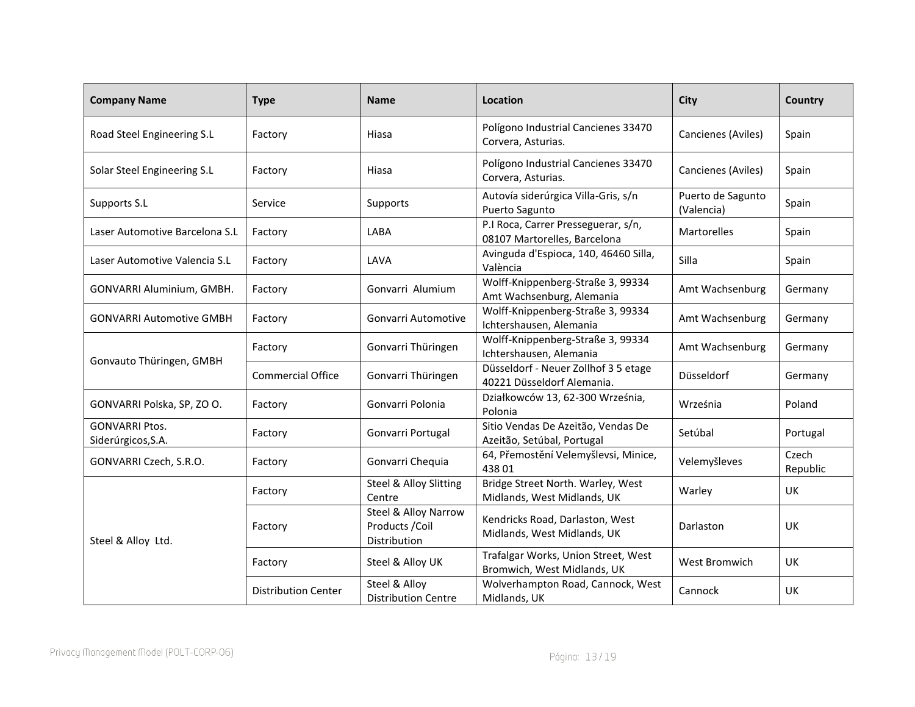| Company Name | Type | Name | Location | City | Country |
|---|---|---|---|---|---|
| Road Steel Engineering S.L | Factory | Hiasa | Polígono Industrial Cancienes 33470 Corvera, Asturias. | Cancienes (Aviles) | Spain |
| Solar Steel Engineering S.L | Factory | Hiasa | Polígono Industrial Cancienes 33470 Corvera, Asturias. | Cancienes (Aviles) | Spain |
| Supports S.L | Service | Supports | Autovía siderúrgica Villa-Gris, s/n Puerto Sagunto | Puerto de Sagunto (Valencia) | Spain |
| Laser Automotive Barcelona S.L | Factory | LABA | P.I Roca, Carrer Presseguerar, s/n, 08107 Martorelles, Barcelona | Martorelles | Spain |
| Laser Automotive Valencia S.L | Factory | LAVA | Avinguda d'Espioca, 140, 46460 Silla, València | Silla | Spain |
| GONVARRI Aluminium, GMBH. | Factory | Gonvarri Alumium | Wolff-Knippenberg-Straße 3, 99334 Amt Wachsenburg, Alemania | Amt Wachsenburg | Germany |
| GONVARRI Automotive GMBH | Factory | Gonvarri Automotive | Wolff-Knippenberg-Straße 3, 99334 Ichtershausen, Alemania | Amt Wachsenburg | Germany |
| Gonvauto Thüringen, GMBH | Factory | Gonvarri Thüringen | Wolff-Knippenberg-Straße 3, 99334 Ichtershausen, Alemania | Amt Wachsenburg | Germany |
| | Commercial Office | Gonvarri Thüringen | Düsseldorf - Neuer Zollhof 3 5 etage 40221 Düsseldorf Alemania. | Düsseldorf | Germany |
| GONVARRI Polska, SP, ZO O. | Factory | Gonvarri Polonia | Działkowców 13, 62-300 Września, Polonia | Września | Poland |
| GONVARRI Ptos. Siderúrgicos,S.A. | Factory | Gonvarri Portugal | Sitio Vendas De Azeitão, Vendas De Azeitão, Setúbal, Portugal | Setúbal | Portugal |
| GONVARRI Czech, S.R.O. | Factory | Gonvarri Chequia | 64, Přemostění Velemyšlevsi, Minice, 438 01 | Velemyšleves | Czech Republic |
| Steel & Alloy Ltd. | Factory | Steel & Alloy Slitting Centre | Bridge Street North. Warley, West Midlands, West Midlands, UK | Warley | UK |
| | Factory | Steel & Alloy Narrow Products /Coil Distribution | Kendricks Road, Darlaston, West Midlands, West Midlands, UK | Darlaston | UK |
| | Factory | Steel & Alloy UK | Trafalgar Works, Union Street, West Bromwich, West Midlands, UK | West Bromwich | UK |
| | Distribution Center | Steel & Alloy Distribution Centre | Wolverhampton Road, Cannock, West Midlands, UK | Cannock | UK |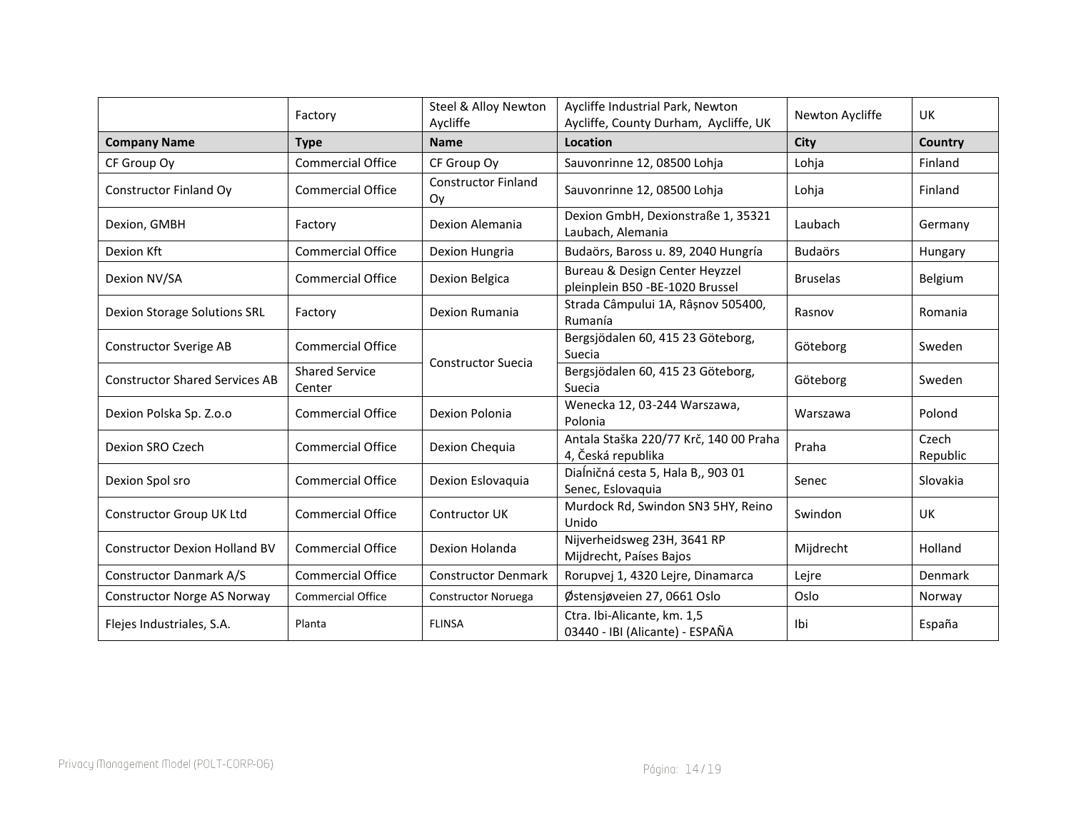| | | | | | |
|---|---|---|---|---|---|
| | Factory | Steel & Alloy Newton Aycliffe | Aycliffe Industrial Park, Newton Aycliffe, County Durham, Aycliffe, UK | Newton Aycliffe | UK |
| **Company Name** | **Type** | **Name** | **Location** | **City** | **Country** |
| CF Group Oy | Commercial Office | CF Group Oy | Sauvonrinne 12, 08500 Lohja | Lohja | Finland |
| Constructor Finland Oy | Commercial Office | Constructor Finland Oy | Sauvonrinne 12, 08500 Lohja | Lohja | Finland |
| Dexion, GMBH | Factory | Dexion Alemania | Dexion GmbH, Dexionstraße 1, 35321 Laubach, Alemania | Laubach | Germany |
| Dexion Kft | Commercial Office | Dexion Hungria | Budaörs, Baross u. 89, 2040 Hungría | Budaörs | Hungary |
| Dexion NV/SA | Commercial Office | Dexion Belgica | Bureau & Design Center Heyzzel pleinplein B50 -BE-1020 Brussel | Bruselas | Belgium |
| Dexion Storage Solutions SRL | Factory | Dexion Rumania | Strada Câmpului 1A, Râșnov 505400, Rumanía | Rasnov | Romania |
| Constructor Sverige AB | Commercial Office | Constructor Suecia | Bergsjödalen 60, 415 23 Göteborg, Suecia | Göteborg | Sweden |
| Constructor Shared Services AB | Shared Service Center | | Bergsjödalen 60, 415 23 Göteborg, Suecia | Göteborg | Sweden |
| Dexion Polska Sp. Z.o.o | Commercial Office | Dexion Polonia | Wenecka 12, 03-244 Warszawa, Polonia | Warszawa | Polond |
| Dexion SRO Czech | Commercial Office | Dexion Chequia | Antala Staška 220/77 Krč, 140 00 Praha 4, Česká republika | Praha | Czech Republic |
| Dexion Spol sro | Commercial Office | Dexion Eslovaquia | Diaĺničná cesta 5, Hala B,, 903 01 Senec, Eslovaquia | Senec | Slovakia |
| Constructor Group UK Ltd | Commercial Office | Contructor UK | Murdock Rd, Swindon SN3 5HY, Reino Unido | Swindon | UK |
| Constructor Dexion Holland BV | Commercial Office | Dexion Holanda | Nijverheidsweg 23H, 3641 RP Mijdrecht, Países Bajos | Mijdrecht | Holland |
| Constructor Danmark A/S | Commercial Office | Constructor Denmark | Rorupvej 1, 4320 Lejre, Dinamarca | Lejre | Denmark |
| Constructor Norge AS Norway | Commercial Office | Constructor Noruega | Østensjøveien 27, 0661 Oslo | Oslo | Norway |
| Flejes Industriales, S.A. | Planta | FLINSA | Ctra. Ibi-Alicante, km. 1,5 03440 - IBI (Alicante) - ESPAÑA | Ibi | España |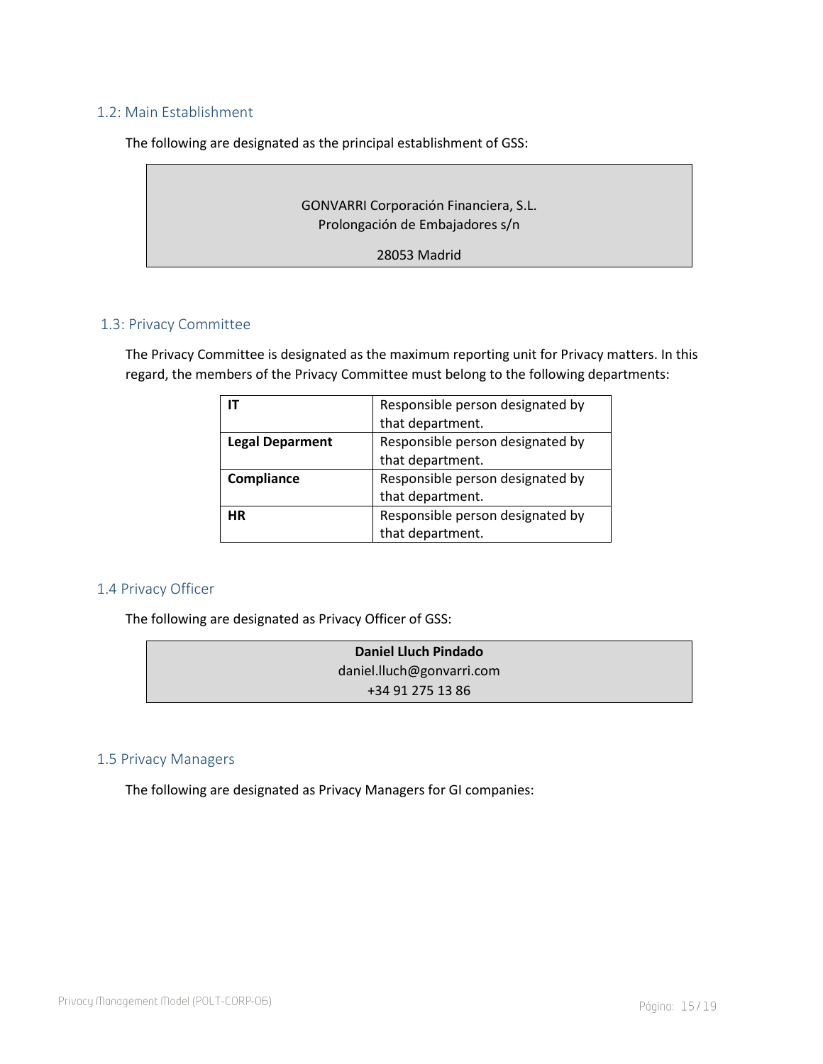## 1.2: Main Establishment

The following are designated as the principal establishment of GSS:

GONVARRI Corporación Financiera, S.L.
Prolongación de Embajadores s/n

28053 Madrid

## 1.3: Privacy Committee

The Privacy Committee is designated as the maximum reporting unit for Privacy matters. In this regard, the members of the Privacy Committee must belong to the following departments:

| | |
|---|---|
| **IT** | Responsible person designated by that department. |
| **Legal Deparment** | Responsible person designated by that department. |
| **Compliance** | Responsible person designated by that department. |
| **HR** | Responsible person designated by that department. |

## 1.4 Privacy Officer

The following are designated as Privacy Officer of GSS:

**Daniel Lluch Pindado**
daniel.lluch@gonvarri.com
+34 91 275 13 86

## 1.5 Privacy Managers

The following are designated as Privacy Managers for GI companies: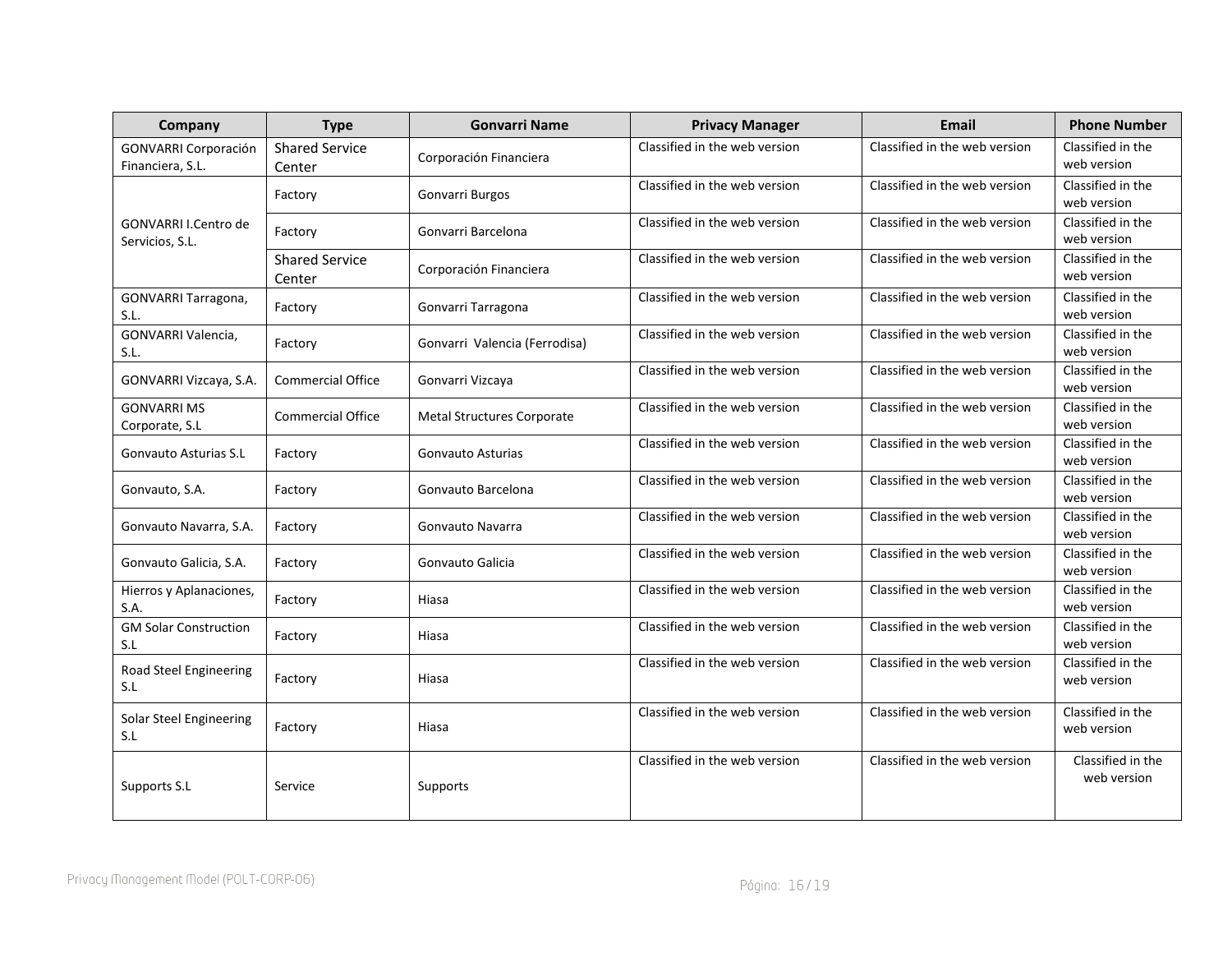| Company | Type | Gonvarri Name | Privacy Manager | Email | Phone Number |
|---|---|---|---|---|---|
| GONVARRI Corporación Financiera, S.L. | Shared Service Center | Corporación Financiera | Classified in the web version | Classified in the web version | Classified in the web version |
| GONVARRI I.Centro de Servicios, S.L. | Factory | Gonvarri Burgos | Classified in the web version | Classified in the web version | Classified in the web version |
| | Factory | Gonvarri Barcelona | Classified in the web version | Classified in the web version | Classified in the web version |
| | Shared Service Center | Corporación Financiera | Classified in the web version | Classified in the web version | Classified in the web version |
| GONVARRI Tarragona, S.L. | Factory | Gonvarri Tarragona | Classified in the web version | Classified in the web version | Classified in the web version |
| GONVARRI Valencia, S.L. | Factory | Gonvarri Valencia (Ferrodisa) | Classified in the web version | Classified in the web version | Classified in the web version |
| GONVARRI Vizcaya, S.A. | Commercial Office | Gonvarri Vizcaya | Classified in the web version | Classified in the web version | Classified in the web version |
| GONVARRI MS Corporate, S.L | Commercial Office | Metal Structures Corporate | Classified in the web version | Classified in the web version | Classified in the web version |
| Gonvauto Asturias S.L | Factory | Gonvauto Asturias | Classified in the web version | Classified in the web version | Classified in the web version |
| Gonvauto, S.A. | Factory | Gonvauto Barcelona | Classified in the web version | Classified in the web version | Classified in the web version |
| Gonvauto Navarra, S.A. | Factory | Gonvauto Navarra | Classified in the web version | Classified in the web version | Classified in the web version |
| Gonvauto Galicia, S.A. | Factory | Gonvauto Galicia | Classified in the web version | Classified in the web version | Classified in the web version |
| Hierros y Aplanaciones, S.A. | Factory | Hiasa | Classified in the web version | Classified in the web version | Classified in the web version |
| GM Solar Construction S.L | Factory | Hiasa | Classified in the web version | Classified in the web version | Classified in the web version |
| Road Steel Engineering S.L | Factory | Hiasa | Classified in the web version | Classified in the web version | Classified in the web version |
| Solar Steel Engineering S.L | Factory | Hiasa | Classified in the web version | Classified in the web version | Classified in the web version |
| Supports S.L | Service | Supports | Classified in the web version | Classified in the web version | Classified in the web version |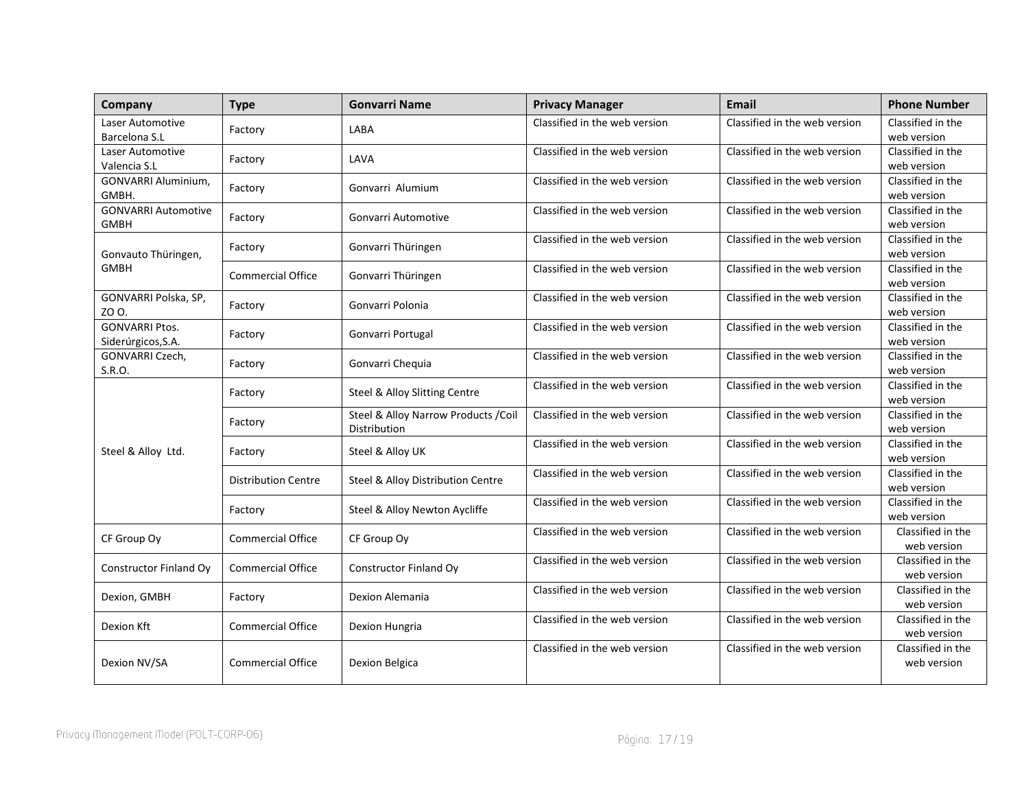| Company | Type | Gonvarri Name | Privacy Manager | Email | Phone Number |
|---|---|---|---|---|---|
| Laser Automotive Barcelona S.L | Factory | LABA | Classified in the web version | Classified in the web version | Classified in the web version |
| Laser Automotive Valencia S.L | Factory | LAVA | Classified in the web version | Classified in the web version | Classified in the web version |
| GONVARRI Aluminium, GMBH. | Factory | Gonvarri  Alumium | Classified in the web version | Classified in the web version | Classified in the web version |
| GONVARRI Automotive GMBH | Factory | Gonvarri Automotive | Classified in the web version | Classified in the web version | Classified in the web version |
| Gonvauto Thüringen, GMBH | Factory | Gonvarri Thüringen | Classified in the web version | Classified in the web version | Classified in the web version |
| | Commercial Office | Gonvarri Thüringen | Classified in the web version | Classified in the web version | Classified in the web version |
| GONVARRI Polska, SP, ZO O. | Factory | Gonvarri Polonia | Classified in the web version | Classified in the web version | Classified in the web version |
| GONVARRI Ptos. Siderúrgicos,S.A. | Factory | Gonvarri Portugal | Classified in the web version | Classified in the web version | Classified in the web version |
| GONVARRI Czech, S.R.O. | Factory | Gonvarri Chequia | Classified in the web version | Classified in the web version | Classified in the web version |
| Steel & Alloy  Ltd. | Factory | Steel & Alloy Slitting Centre | Classified in the web version | Classified in the web version | Classified in the web version |
| | Factory | Steel & Alloy Narrow Products /Coil Distribution | Classified in the web version | Classified in the web version | Classified in the web version |
| | Factory | Steel & Alloy UK | Classified in the web version | Classified in the web version | Classified in the web version |
| | Distribution Centre | Steel & Alloy Distribution Centre | Classified in the web version | Classified in the web version | Classified in the web version |
| | Factory | Steel & Alloy Newton Aycliffe | Classified in the web version | Classified in the web version | Classified in the web version |
| CF Group Oy | Commercial Office | CF Group Oy | Classified in the web version | Classified in the web version | Classified in the web version |
| Constructor Finland Oy | Commercial Office | Constructor Finland Oy | Classified in the web version | Classified in the web version | Classified in the web version |
| Dexion, GMBH | Factory | Dexion Alemania | Classified in the web version | Classified in the web version | Classified in the web version |
| Dexion Kft | Commercial Office | Dexion Hungria | Classified in the web version | Classified in the web version | Classified in the web version |
| Dexion NV/SA | Commercial Office | Dexion Belgica | Classified in the web version | Classified in the web version | Classified in the web version |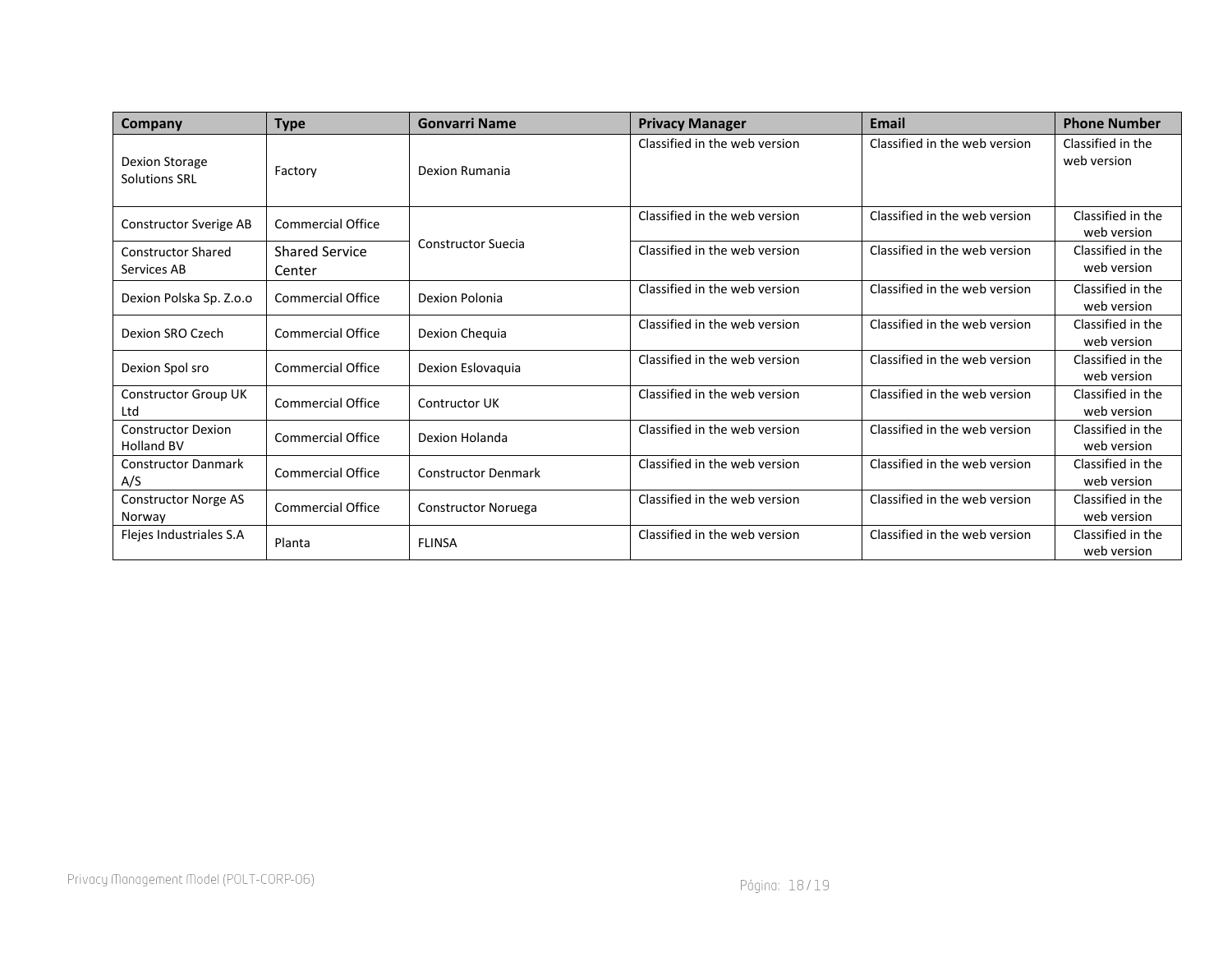| Company | Type | Gonvarri Name | Privacy Manager | Email | Phone Number |
| --- | --- | --- | --- | --- | --- |
| Dexion Storage Solutions SRL | Factory | Dexion Rumania | Classified in the web version | Classified in the web version | Classified in the web version |
| Constructor Sverige AB | Commercial Office | Constructor Suecia | Classified in the web version | Classified in the web version | Classified in the web version |
| Constructor Shared Services AB | Shared Service Center | | Classified in the web version | Classified in the web version | Classified in the web version |
| Dexion Polska Sp. Z.o.o | Commercial Office | Dexion Polonia | Classified in the web version | Classified in the web version | Classified in the web version |
| Dexion SRO Czech | Commercial Office | Dexion Chequia | Classified in the web version | Classified in the web version | Classified in the web version |
| Dexion Spol sro | Commercial Office | Dexion Eslovaquia | Classified in the web version | Classified in the web version | Classified in the web version |
| Constructor Group UK Ltd | Commercial Office | Contructor UK | Classified in the web version | Classified in the web version | Classified in the web version |
| Constructor Dexion Holland BV | Commercial Office | Dexion Holanda | Classified in the web version | Classified in the web version | Classified in the web version |
| Constructor Danmark A/S | Commercial Office | Constructor Denmark | Classified in the web version | Classified in the web version | Classified in the web version |
| Constructor Norge AS Norway | Commercial Office | Constructor Noruega | Classified in the web version | Classified in the web version | Classified in the web version |
| Flejes Industriales S.A | Planta | FLINSA | Classified in the web version | Classified in the web version | Classified in the web version |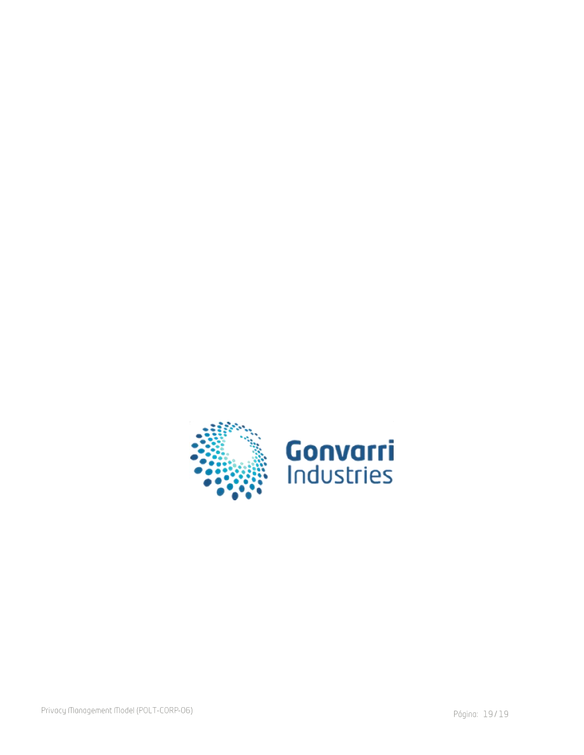Gonvarri
Industries